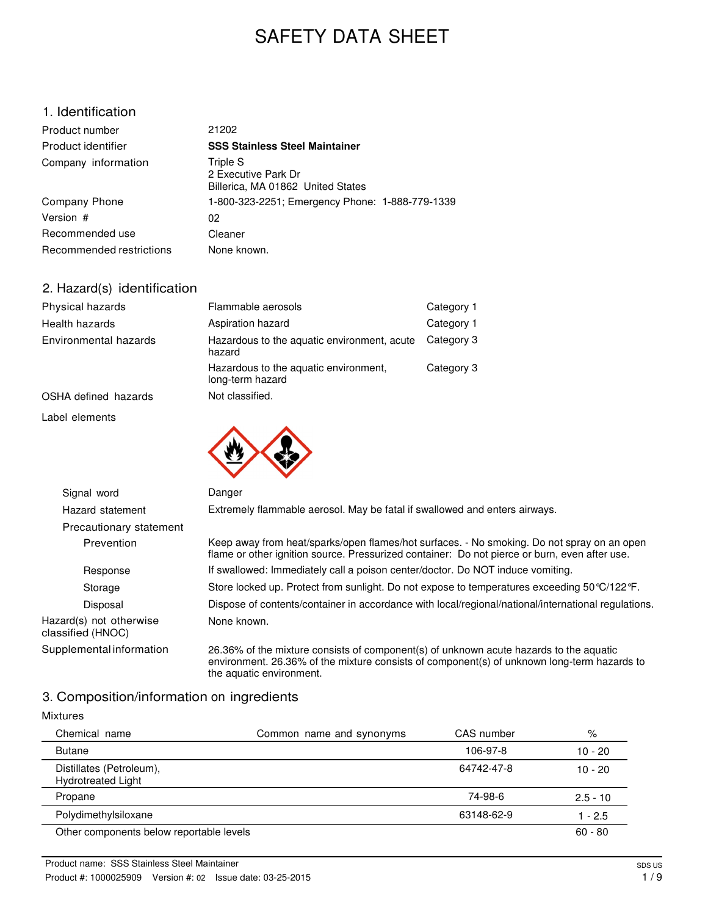# SAFETY DATA SHEET

## 1. Identification

| | |
|---|---|
| Product number | 21202 |
| Product identifier | **SSS Stainless Steel Maintainer** |
| Company information | Triple S<br>2 Executive Park Dr<br>Billerica, MA 01862 United States |
| Company Phone | 1-800-323-2251; Emergency Phone: 1-888-779-1339 |
| Version # | 02 |
| Recommended use | Cleaner |
| Recommended restrictions | None known. |

## 2. Hazard(s) identification

| | | |
|---|---|---|
| Physical hazards | Flammable aerosols | Category 1 |
| Health hazards | Aspiration hazard | Category 1 |
| Environmental hazards | Hazardous to the aquatic environment, acute hazard | Category 3 |
| | Hazardous to the aquatic environment, long-term hazard | Category 3 |
| OSHA defined hazards | Not classified. | |

**Label elements**

| | |
|---|---|
| Signal word | Danger |
| Hazard statement | Extremely flammable aerosol. May be fatal if swallowed and enters airways. |
| Precautionary statement | |
| Prevention | Keep away from heat/sparks/open flames/hot surfaces. - No smoking. Do not spray on an open flame or other ignition source. Pressurized container: Do not pierce or burn, even after use. |
| Response | If swallowed: Immediately call a poison center/doctor. Do NOT induce vomiting. |
| Storage | Store locked up. Protect from sunlight. Do not expose to temperatures exceeding 50°C/122°F. |
| Disposal | Dispose of contents/container in accordance with local/regional/national/international regulations. |
| Hazard(s) not otherwise classified (HNOC) | None known. |
| Supplemental information | 26.36% of the mixture consists of component(s) of unknown acute hazards to the aquatic environment. 26.36% of the mixture consists of component(s) of unknown long-term hazards to the aquatic environment. |

## 3. Composition/information on ingredients

Mixtures

| Chemical name | Common name and synonyms | CAS number | % |
|---|---|---|---|
| Butane | | 106-97-8 | 10 - 20 |
| Distillates (Petroleum), Hydrotreated Light | | 64742-47-8 | 10 - 20 |
| Propane | | 74-98-6 | 2.5 - 10 |
| Polydimethylsiloxane | | 63148-62-9 | 1 - 2.5 |
| Other components below reportable levels | | | 60 - 80 |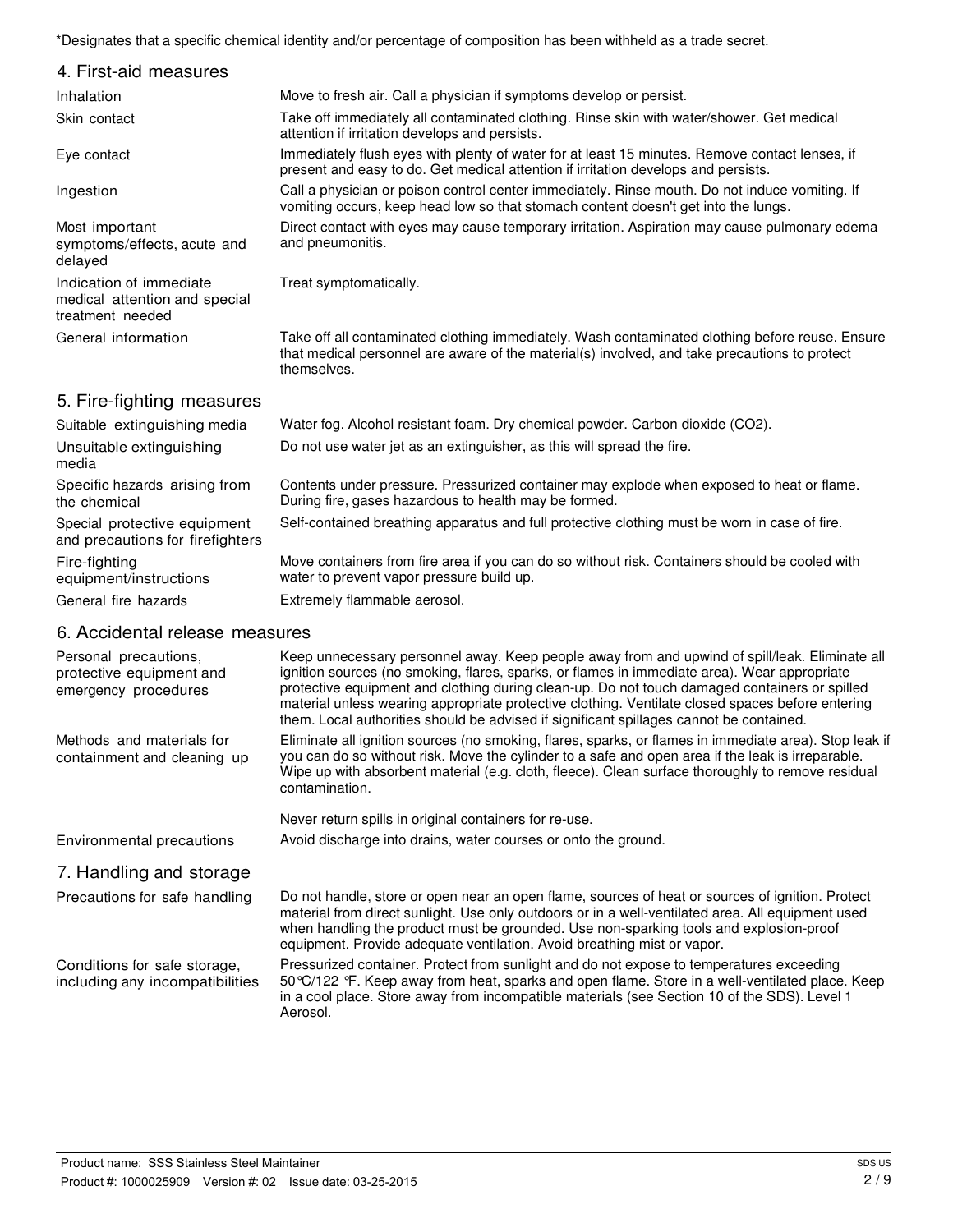*Designates that a specific chemical identity and/or percentage of composition has been withheld as a trade secret.

## 4. First-aid measures

| | |
|---|---|
| Inhalation | Move to fresh air. Call a physician if symptoms develop or persist. |
| Skin contact | Take off immediately all contaminated clothing. Rinse skin with water/shower. Get medical attention if irritation develops and persists. |
| Eye contact | Immediately flush eyes with plenty of water for at least 15 minutes. Remove contact lenses, if present and easy to do. Get medical attention if irritation develops and persists. |
| Ingestion | Call a physician or poison control center immediately. Rinse mouth. Do not induce vomiting. If vomiting occurs, keep head low so that stomach content doesn't get into the lungs. |
| Most important symptoms/effects, acute and delayed | Direct contact with eyes may cause temporary irritation. Aspiration may cause pulmonary edema and pneumonitis. |
| Indication of immediate medical attention and special treatment needed | Treat symptomatically. |
| General information | Take off all contaminated clothing immediately. Wash contaminated clothing before reuse. Ensure that medical personnel are aware of the material(s) involved, and take precautions to protect themselves. |

## 5. Fire-fighting measures

| | |
|---|---|
| Suitable extinguishing media | Water fog. Alcohol resistant foam. Dry chemical powder. Carbon dioxide ($CO_2$). |
| Unsuitable extinguishing media | Do not use water jet as an extinguisher, as this will spread the fire. |
| Specific hazards arising from the chemical | Contents under pressure. Pressurized container may explode when exposed to heat or flame. During fire, gases hazardous to health may be formed. |
| Special protective equipment and precautions for firefighters | Self-contained breathing apparatus and full protective clothing must be worn in case of fire. |
| Fire-fighting equipment/instructions | Move containers from fire area if you can do so without risk. Containers should be cooled with water to prevent vapor pressure build up. |
| General fire hazards | Extremely flammable aerosol. |

## 6. Accidental release measures

| | |
|---|---|
| Personal precautions, protective equipment and emergency procedures | Keep unnecessary personnel away. Keep people away from and upwind of spill/leak. Eliminate all ignition sources (no smoking, flares, sparks, or flames in immediate area). Wear appropriate protective equipment and clothing during clean-up. Do not touch damaged containers or spilled material unless wearing appropriate protective clothing. Ventilate closed spaces before entering them. Local authorities should be advised if significant spillages cannot be contained. |
| Methods and materials for containment and cleaning up | Eliminate all ignition sources (no smoking, flares, sparks, or flames in immediate area). Stop leak if you can do so without risk. Move the cylinder to a safe and open area if the leak is irreparable. Wipe up with absorbent material (e.g. cloth, fleece). Clean surface thoroughly to remove residual contamination.<br><br>Never return spills in original containers for re-use. |
| Environmental precautions | Avoid discharge into drains, water courses or onto the ground. |

## 7. Handling and storage

| | |
|---|---|
| Precautions for safe handling | Do not handle, store or open near an open flame, sources of heat or sources of ignition. Protect material from direct sunlight. Use only outdoors or in a well-ventilated area. All equipment used when handling the product must be grounded. Use non-sparking tools and explosion-proof equipment. Provide adequate ventilation. Avoid breathing mist or vapor. |
| Conditions for safe storage, including any incompatibilities | Pressurized container. Protect from sunlight and do not expose to temperatures exceeding 50°C/122 °F. Keep away from heat, sparks and open flame. Store in a well-ventilated place. Keep in a cool place. Store away from incompatible materials (see Section 10 of the SDS). Level 1 Aerosol. |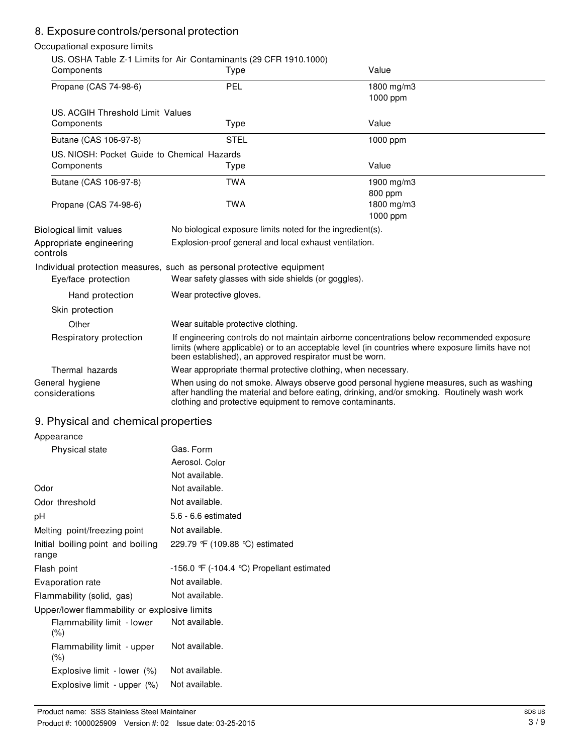## 8. Exposure controls/personal protection

Occupational exposure limits

US. OSHA Table Z-1 Limits for Air Contaminants (29 CFR 1910.1000)

| Components | Type | Value |
|---|---|---|
| Propane (CAS 74-98-6) | PEL | 1800 mg/m3<br>1000 ppm |

US. ACGIH Threshold Limit Values

| Components | Type | Value |
|---|---|---|
| Butane (CAS 106-97-8) | STEL | 1000 ppm |

US. NIOSH: Pocket Guide to Chemical Hazards

| Components | Type | Value |
|---|---|---|
| Butane (CAS 106-97-8) | TWA | 1900 mg/m3<br>800 ppm |
| Propane (CAS 74-98-6) | TWA | 1800 mg/m3<br>1000 ppm |

**Biological limit values:** No biological exposure limits noted for the ingredient(s).

**Appropriate engineering controls:** Explosion-proof general and local exhaust ventilation.

Individual protection measures, such as personal protective equipment

- **Eye/face protection:** Wear safety glasses with side shields (or goggles).
- **Hand protection:** Wear protective gloves.
- **Skin protection**
  - **Other:** Wear suitable protective clothing.
- **Respiratory protection:** If engineering controls do not maintain airborne concentrations below recommended exposure limits (where applicable) or to an acceptable level (in countries where exposure limits have not been established), an approved respirator must be worn.
- **Thermal hazards:** Wear appropriate thermal protective clothing, when necessary.

**General hygiene considerations:** When using do not smoke. Always observe good personal hygiene measures, such as washing after handling the material and before eating, drinking, and/or smoking. Routinely wash work clothing and protective equipment to remove contaminants.

## 9. Physical and chemical properties

Appearance

| Property | Value |
|---|---|
| Physical state | Gas. |
| Form | Aerosol. |
| Color | Not available. |
| Odor | Not available. |
| Odor threshold | Not available. |
| pH | 5.6 - 6.6 estimated |
| Melting point/freezing point | Not available. |
| Initial boiling point and boiling range | 229.79 °F (109.88 °C) estimated |
| Flash point | -156.0 °F (-104.4 °C) Propellant estimated |
| Evaporation rate | Not available. |
| Flammability (solid, gas) | Not available. |

Upper/lower flammability or explosive limits

| Property | Value |
|---|---|
| Flammability limit - lower (%) | Not available. |
| Flammability limit - upper (%) | Not available. |
| Explosive limit - lower (%) | Not available. |
| Explosive limit - upper (%) | Not available. |

Product name: SSS Stainless Steel Maintainer
Product #: 1000025909 Version #: 02 Issue date: 03-25-2015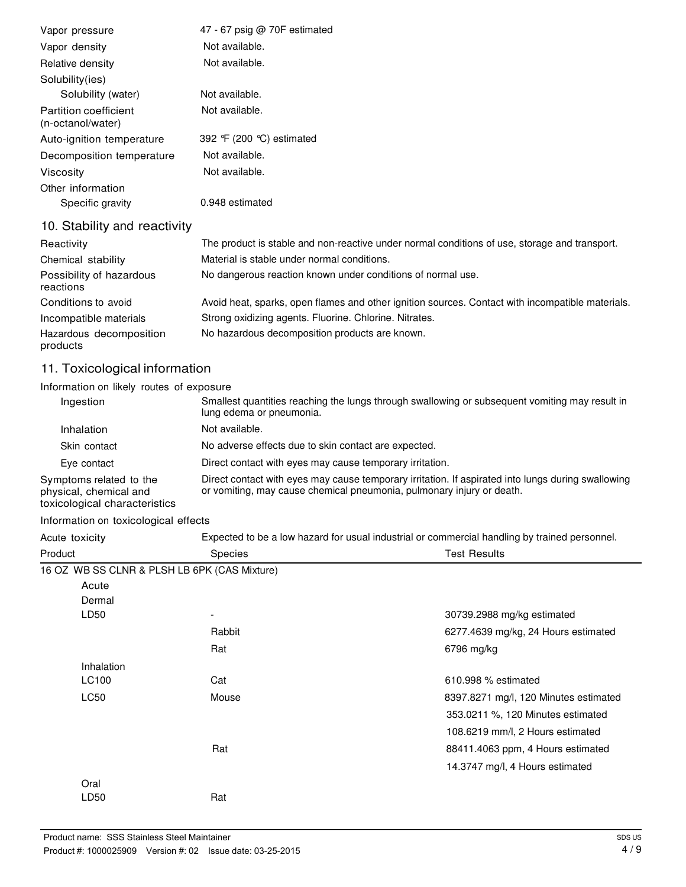| | |
|---|---|
| Vapor pressure | 47 - 67 psig @ 70F estimated |
| Vapor density | Not available. |
| Relative density | Not available. |
| Solubility(ies) | |
| Solubility (water) | Not available. |
| Partition coefficient (n-octanol/water) | Not available. |
| Auto-ignition temperature | 392 °F (200 °C) estimated |
| Decomposition temperature | Not available. |
| Viscosity | Not available. |
| Other information | |
| Specific gravity | 0.948 estimated |

## 10. Stability and reactivity

| | |
|---|---|
| Reactivity | The product is stable and non-reactive under normal conditions of use, storage and transport. |
| Chemical stability | Material is stable under normal conditions. |
| Possibility of hazardous reactions | No dangerous reaction known under conditions of normal use. |
| Conditions to avoid | Avoid heat, sparks, open flames and other ignition sources. Contact with incompatible materials. |
| Incompatible materials | Strong oxidizing agents. Fluorine. Chlorine. Nitrates. |
| Hazardous decomposition products | No hazardous decomposition products are known. |

## 11. Toxicological information

**Information on likely routes of exposure**

| | |
|---|---|
| Ingestion | Smallest quantities reaching the lungs through swallowing or subsequent vomiting may result in lung edema or pneumonia. |
| Inhalation | Not available. |
| Skin contact | No adverse effects due to skin contact are expected. |
| Eye contact | Direct contact with eyes may cause temporary irritation. |
| Symptoms related to the physical, chemical and toxicological characteristics | Direct contact with eyes may cause temporary irritation. If aspirated into lungs during swallowing or vomiting, may cause chemical pneumonia, pulmonary injury or death. |

**Information on toxicological effects**

Acute toxicity: Expected to be a low hazard for usual industrial or commercial handling by trained personnel.

| Product | Species | Test Results |
|---|---|---|
| 16 OZ WB SS CLNR & PLSH LB 6PK (CAS Mixture) | | |
| Acute | | |
| Dermal | | |
| LD50 | - | 30739.2988 mg/kg estimated |
| | Rabbit | 6277.4639 mg/kg, 24 Hours estimated |
| | Rat | 6796 mg/kg |
| Inhalation | | |
| LC100 | Cat | 610.998 % estimated |
| LC50 | Mouse | 8397.8271 mg/l, 120 Minutes estimated |
| | | 353.0211 %, 120 Minutes estimated |
| | | 108.6219 mm/l, 2 Hours estimated |
| | Rat | 88411.4063 ppm, 4 Hours estimated |
| | | 14.3747 mg/l, 4 Hours estimated |
| Oral | | |
| LD50 | Rat | |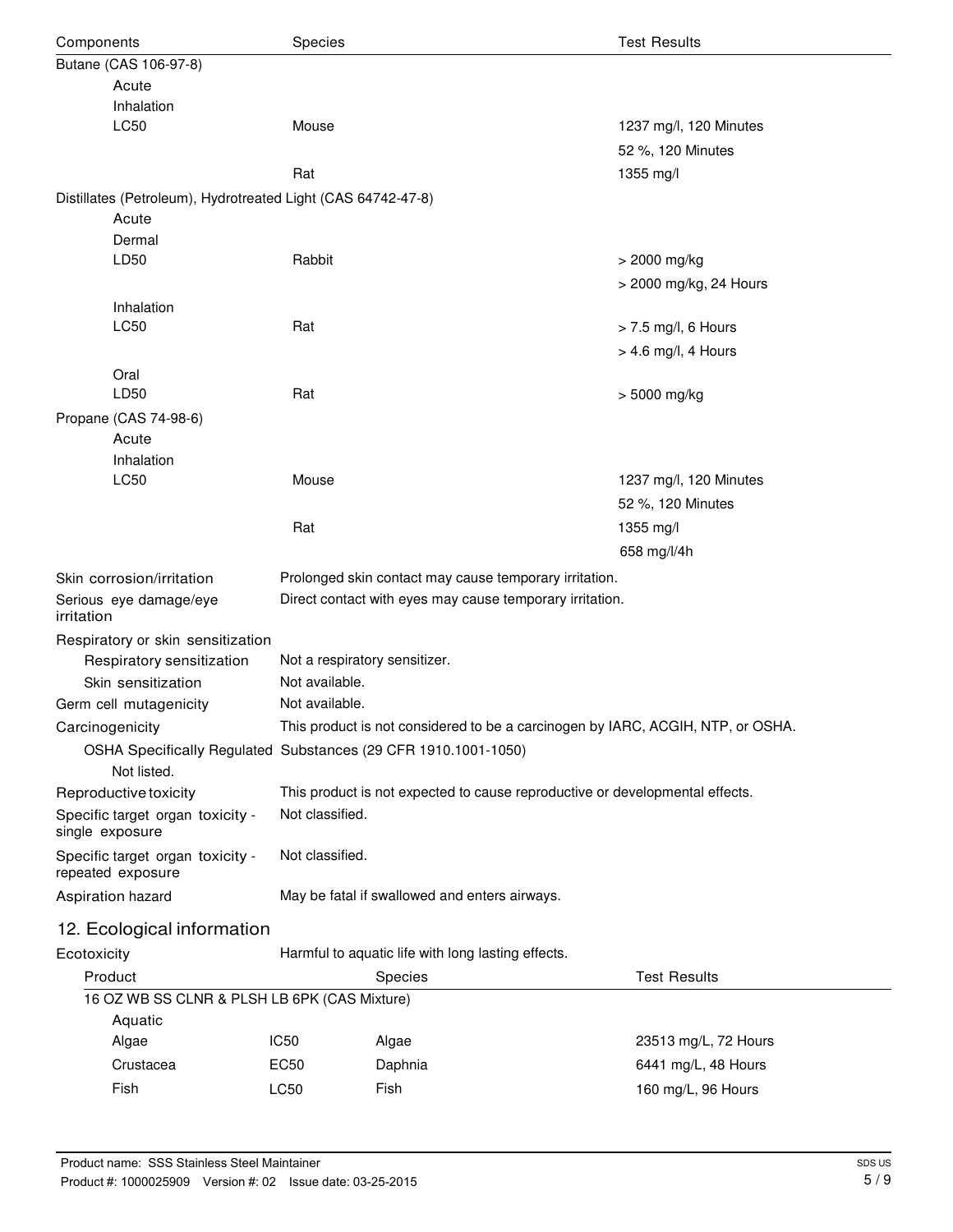| Components | Species | Test Results |
| --- | --- | --- |
| Butane (CAS 106-97-8) | | |
| Acute | | |
| Inhalation | | |
| LC50 | Mouse | 1237 mg/l, 120 Minutes |
| | | 52 %, 120 Minutes |
| | Rat | 1355 mg/l |
| Distillates (Petroleum), Hydrotreated Light (CAS 64742-47-8) | | |
| Acute | | |
| Dermal | | |
| LD50 | Rabbit | > 2000 mg/kg |
| | | > 2000 mg/kg, 24 Hours |
| Inhalation | | |
| LC50 | Rat | > 7.5 mg/l, 6 Hours |
| | | > 4.6 mg/l, 4 Hours |
| Oral | | |
| LD50 | Rat | > 5000 mg/kg |
| Propane (CAS 74-98-6) | | |
| Acute | | |
| Inhalation | | |
| LC50 | Mouse | 1237 mg/l, 120 Minutes |
| | | 52 %, 120 Minutes |
| | Rat | 1355 mg/l |
| | | 658 mg/l/4h |

**Skin corrosion/irritation** Prolonged skin contact may cause temporary irritation.

**Serious eye damage/eye irritation** Direct contact with eyes may cause temporary irritation.

**Respiratory or skin sensitization**

**Respiratory sensitization** Not a respiratory sensitizer.

**Skin sensitization** Not available.

**Germ cell mutagenicity** Not available.

**Carcinogenicity** This product is not considered to be a carcinogen by IARC, ACGIH, NTP, or OSHA.

**OSHA Specifically Regulated Substances (29 CFR 1910.1001-1050)**

Not listed.

**Reproductive toxicity** This product is not expected to cause reproductive or developmental effects.

**Specific target organ toxicity - single exposure** Not classified.

**Specific target organ toxicity - repeated exposure** Not classified.

**Aspiration hazard** May be fatal if swallowed and enters airways.

## 12. Ecological information

**Ecotoxicity** Harmful to aquatic life with long lasting effects.

| Product | | Species | Test Results |
| --- | --- | --- | --- |
| 16 OZ WB SS CLNR & PLSH LB 6PK (CAS Mixture) | | | |
| Aquatic | | | |
| Algae | IC50 | Algae | 23513 mg/L, 72 Hours |
| Crustacea | EC50 | Daphnia | 6441 mg/L, 48 Hours |
| Fish | LC50 | Fish | 160 mg/L, 96 Hours |

Product name: SSS Stainless Steel Maintainer
Product #: 1000025909 Version #: 02 Issue date: 03-25-2015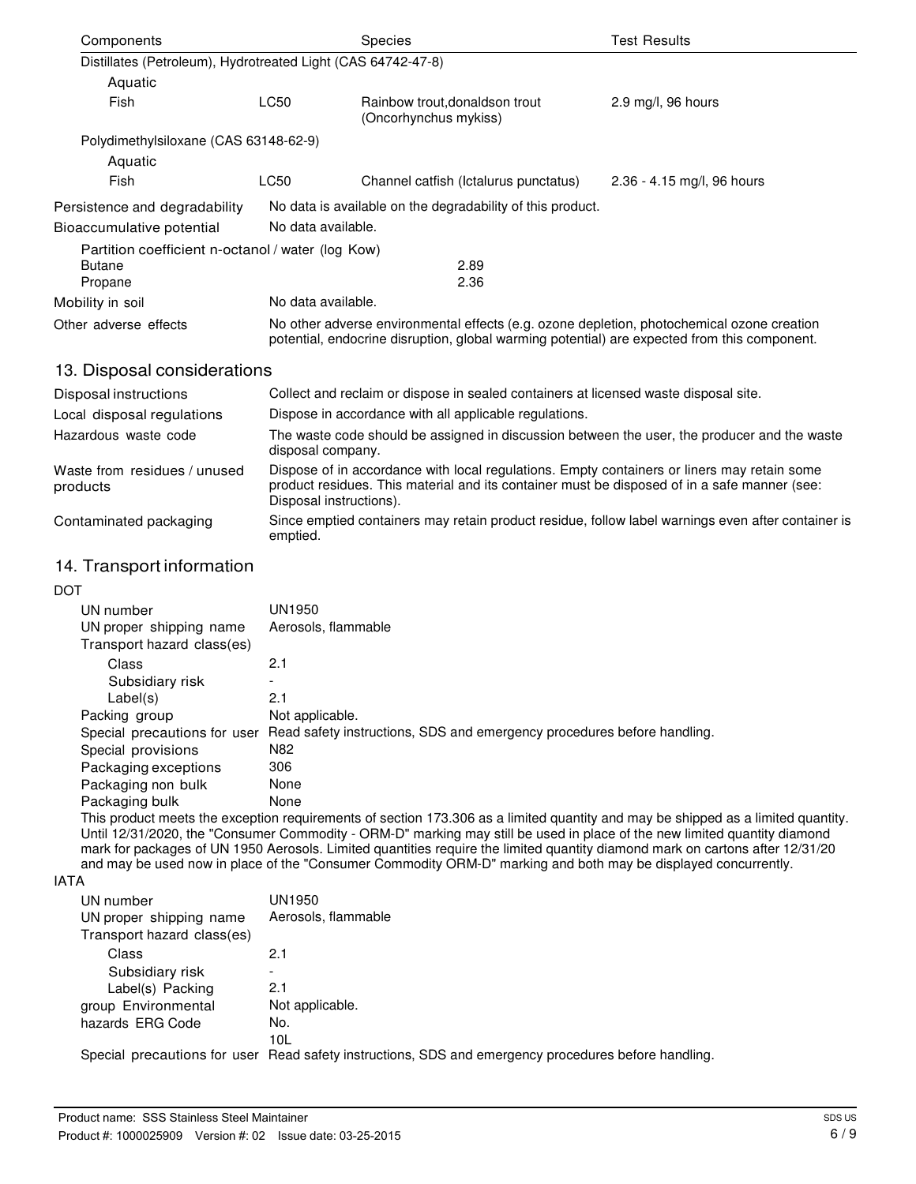| Components | | Species | Test Results |
|---|---|---|---|
| Distillates (Petroleum), Hydrotreated Light (CAS 64742-47-8) | | | |
| Aquatic | | | |
| Fish | LC50 | Rainbow trout,donaldson trout (Oncorhynchus mykiss) | 2.9 mg/l, 96 hours |
| Polydimethylsiloxane (CAS 63148-62-9) | | | |
| Aquatic | | | |
| Fish | LC50 | Channel catfish (Ictalurus punctatus) | 2.36 - 4.15 mg/l, 96 hours |

**Persistence and degradability** No data is available on the degradability of this product.

**Bioaccumulative potential** No data available.

Partition coefficient n-octanol / water (log Kow)

| | |
|---|---|
| Butane | 2.89 |
| Propane | 2.36 |

**Mobility in soil** No data available.

**Other adverse effects** No other adverse environmental effects (e.g. ozone depletion, photochemical ozone creation potential, endocrine disruption, global warming potential) are expected from this component.

## 13. Disposal considerations

**Disposal instructions** Collect and reclaim or dispose in sealed containers at licensed waste disposal site.

**Local disposal regulations** Dispose in accordance with all applicable regulations.

**Hazardous waste code** The waste code should be assigned in discussion between the user, the producer and the waste disposal company.

**Waste from residues / unused products** Dispose of in accordance with local regulations. Empty containers or liners may retain some product residues. This material and its container must be disposed of in a safe manner (see: Disposal instructions).

**Contaminated packaging** Since emptied containers may retain product residue, follow label warnings even after container is emptied.

## 14. Transport information

**DOT**

| | |
|---|---|
| UN number | UN1950 |
| UN proper shipping name | Aerosols, flammable |
| Transport hazard class(es) | |
| Class | 2.1 |
| Subsidiary risk | - |
| Label(s) | 2.1 |
| Packing group | Not applicable. |
| Special precautions for user | Read safety instructions, SDS and emergency procedures before handling. |
| Special provisions | N82 |
| Packaging exceptions | 306 |
| Packaging non bulk | None |
| Packaging bulk | None |

This product meets the exception requirements of section 173.306 as a limited quantity and may be shipped as a limited quantity. Until 12/31/2020, the "Consumer Commodity - ORM-D" marking may still be used in place of the new limited quantity diamond mark for packages of UN 1950 Aerosols. Limited quantities require the limited quantity diamond mark on cartons after 12/31/20 and may be used now in place of the "Consumer Commodity ORM-D" marking and both may be displayed concurrently.

**IATA**

| | |
|---|---|
| UN number | UN1950 |
| UN proper shipping name | Aerosols, flammable |
| Transport hazard class(es) | |
| Class | 2.1 |
| Subsidiary risk | - |
| Label(s) | 2.1 |
| Packing group | Not applicable. |
| Environmental hazards | No. |
| ERG Code | 10L |
| Special precautions for user | Read safety instructions, SDS and emergency procedures before handling. |

Product name: SSS Stainless Steel Maintainer
Product #: 1000025909 Version #: 02 Issue date: 03-25-2015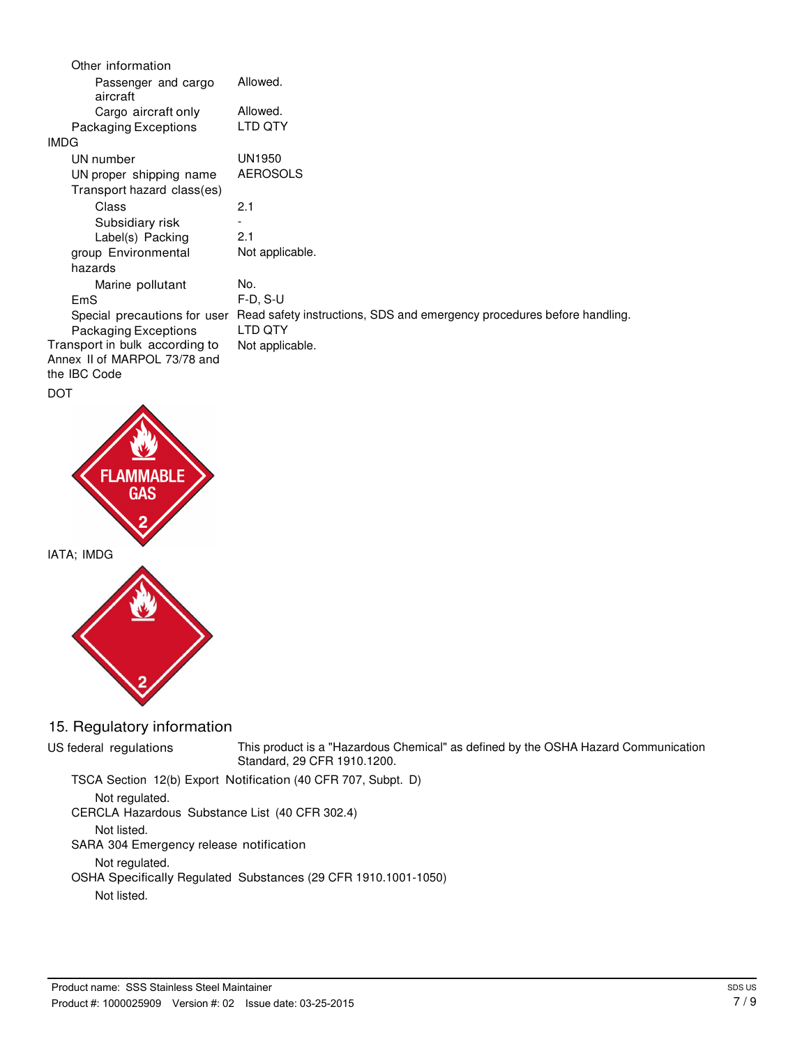Other information

| | |
|---|---|
| Passenger and cargo aircraft | Allowed. |
| Cargo aircraft only | Allowed. |
| Packaging Exceptions | LTD QTY |

IMDG

| | |
|---|---|
| UN number | UN1950 |
| UN proper shipping name | AEROSOLS |
| Transport hazard class(es) | |
| Class | 2.1 |
| Subsidiary risk | - |
| Label(s) | 2.1 |
| Packing group | Not applicable. |
| Environmental hazards | |
| Marine pollutant | No. |
| EmS | F-D, S-U |
| Special precautions for user | Read safety instructions, SDS and emergency procedures before handling. |
| Packaging Exceptions | LTD QTY |
| Transport in bulk according to Annex II of MARPOL 73/78 and the IBC Code | Not applicable. |

DOT

FLAMMABLE GAS 2

IATA; IMDG

2

## 15. Regulatory information

**US federal regulations** This product is a "Hazardous Chemical" as defined by the OSHA Hazard Communication Standard, 29 CFR 1910.1200.

TSCA Section 12(b) Export Notification (40 CFR 707, Subpt. D)

Not regulated.

CERCLA Hazardous Substance List (40 CFR 302.4)

Not listed.

SARA 304 Emergency release notification

Not regulated.

OSHA Specifically Regulated Substances (29 CFR 1910.1001-1050)

Not listed.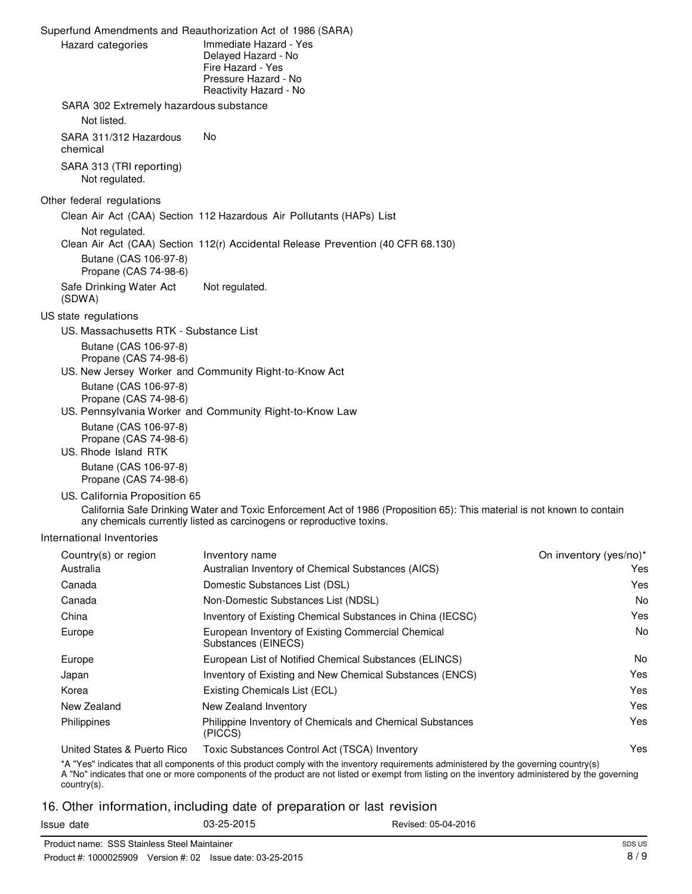Superfund Amendments and Reauthorization Act of 1986 (SARA)

| Hazard categories | Immediate Hazard - Yes<br>Delayed Hazard - No<br>Fire Hazard - Yes<br>Pressure Hazard - No<br>Reactivity Hazard - No |
|---|---|

SARA 302 Extremely hazardous substance

Not listed.

SARA 311/312 Hazardous chemical: No

SARA 313 (TRI reporting)

Not regulated.

Other federal regulations

Clean Air Act (CAA) Section 112 Hazardous Air Pollutants (HAPs) List

Not regulated.

Clean Air Act (CAA) Section 112(r) Accidental Release Prevention (40 CFR 68.130)

Butane (CAS 106-97-8)
Propane (CAS 74-98-6)

Safe Drinking Water Act (SDWA): Not regulated.

US state regulations

US. Massachusetts RTK - Substance List

Butane (CAS 106-97-8)
Propane (CAS 74-98-6)

US. New Jersey Worker and Community Right-to-Know Act

Butane (CAS 106-97-8)
Propane (CAS 74-98-6)

US. Pennsylvania Worker and Community Right-to-Know Law

Butane (CAS 106-97-8)
Propane (CAS 74-98-6)

US. Rhode Island RTK

Butane (CAS 106-97-8)
Propane (CAS 74-98-6)

US. California Proposition 65

California Safe Drinking Water and Toxic Enforcement Act of 1986 (Proposition 65): This material is not known to contain any chemicals currently listed as carcinogens or reproductive toxins.

International Inventories

| Country(s) or region | Inventory name | On inventory (yes/no)* |
|---|---|---|
| Australia | Australian Inventory of Chemical Substances (AICS) | Yes |
| Canada | Domestic Substances List (DSL) | Yes |
| Canada | Non-Domestic Substances List (NDSL) | No |
| China | Inventory of Existing Chemical Substances in China (IECSC) | Yes |
| Europe | European Inventory of Existing Commercial Chemical Substances (EINECS) | No |
| Europe | European List of Notified Chemical Substances (ELINCS) | No |
| Japan | Inventory of Existing and New Chemical Substances (ENCS) | Yes |
| Korea | Existing Chemicals List (ECL) | Yes |
| New Zealand | New Zealand Inventory | Yes |
| Philippines | Philippine Inventory of Chemicals and Chemical Substances (PICCS) | Yes |
| United States & Puerto Rico | Toxic Substances Control Act (TSCA) Inventory | Yes |

*A "Yes" indicates that all components of this product comply with the inventory requirements administered by the governing country(s)
A "No" indicates that one or more components of the product are not listed or exempt from listing on the inventory administered by the governing country(s).

## 16. Other information, including date of preparation or last revision

Issue date: 03-25-2015 Revised: 05-04-2016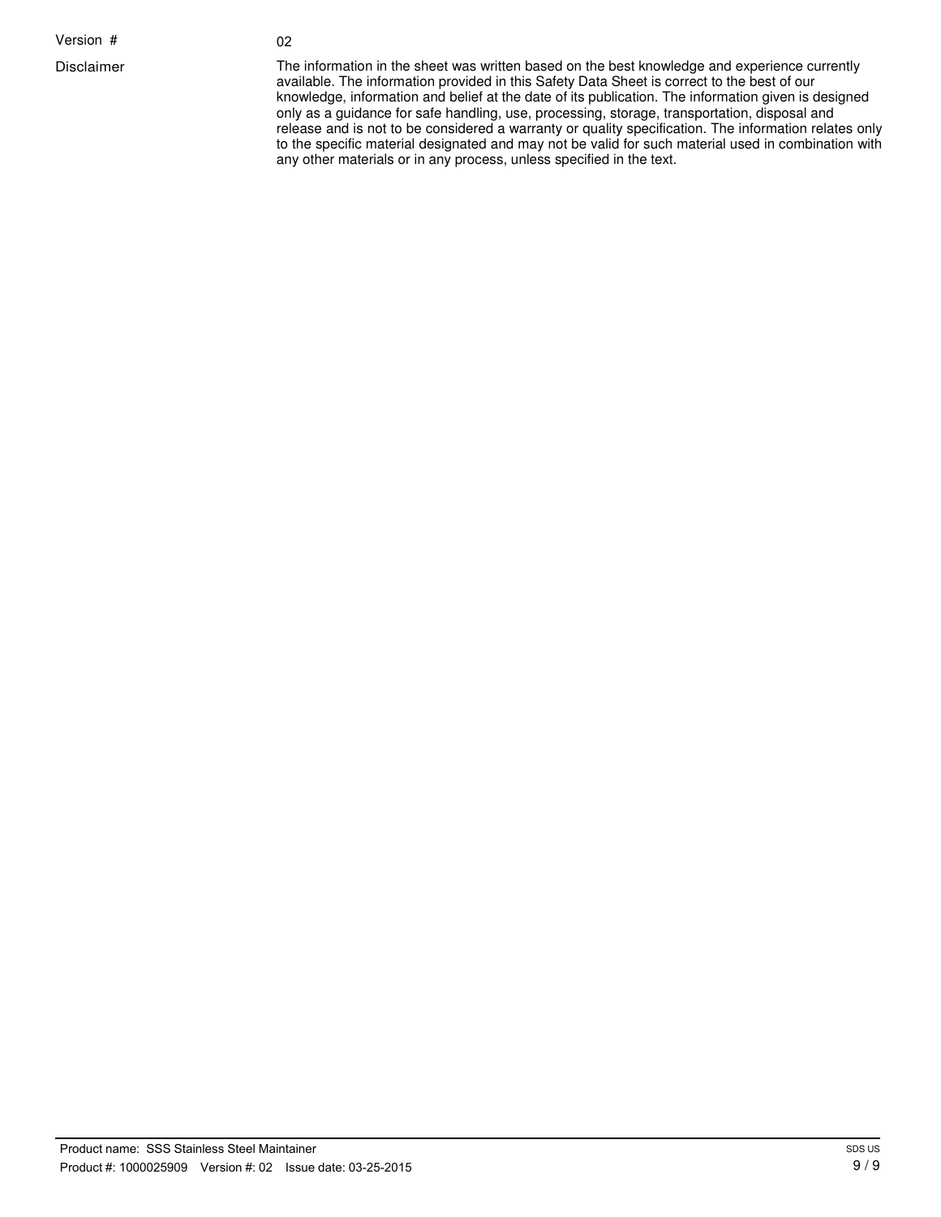| | |
|---|---|
| Version # | 02 |
| Disclaimer | The information in the sheet was written based on the best knowledge and experience currently available. The information provided in this Safety Data Sheet is correct to the best of our knowledge, information and belief at the date of its publication. The information given is designed only as a guidance for safe handling, use, processing, storage, transportation, disposal and release and is not to be considered a warranty or quality specification. The information relates only to the specific material designated and may not be valid for such material used in combination with any other materials or in any process, unless specified in the text. |